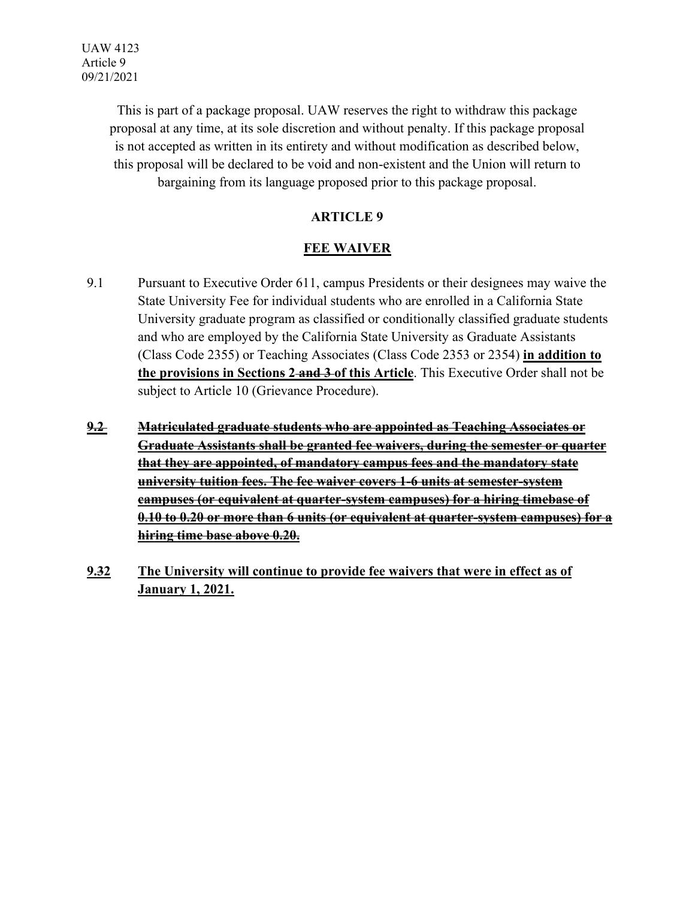UAW 4123
Article 9
09/21/2021

This is part of a package proposal. UAW reserves the right to withdraw this package proposal at any time, at its sole discretion and without penalty. If this package proposal is not accepted as written in its entirety and without modification as described below, this proposal will be declared to be void and non-existent and the Union will return to bargaining from its language proposed prior to this package proposal.

## ARTICLE 9

## FEE WAIVER

9.1 Pursuant to Executive Order 611, campus Presidents or their designees may waive the State University Fee for individual students who are enrolled in a California State University graduate program as classified or conditionally classified graduate students and who are employed by the California State University as Graduate Assistants (Class Code 2355) or Teaching Associates (Class Code 2353 or 2354) **in addition to the provisions in Section~~s~~ 2 ~~and 3~~ of this Article**. This Executive Order shall not be subject to Article 10 (Grievance Procedure).

~~**9.2 Matriculated graduate students who are appointed as Teaching Associates or Graduate Assistants shall be granted fee waivers, during the semester or quarter that they are appointed, of mandatory campus fees and the mandatory state university tuition fees. The fee waiver covers 1-6 units at semester-system campuses (or equivalent at quarter-system campuses) for a hiring timebase of 0.10 to 0.20 or more than 6 units (or equivalent at quarter-system campuses) for a hiring time base above 0.20.**~~

**9.~~3~~2 The University will continue to provide fee waivers that were in effect as of January 1, 2021.**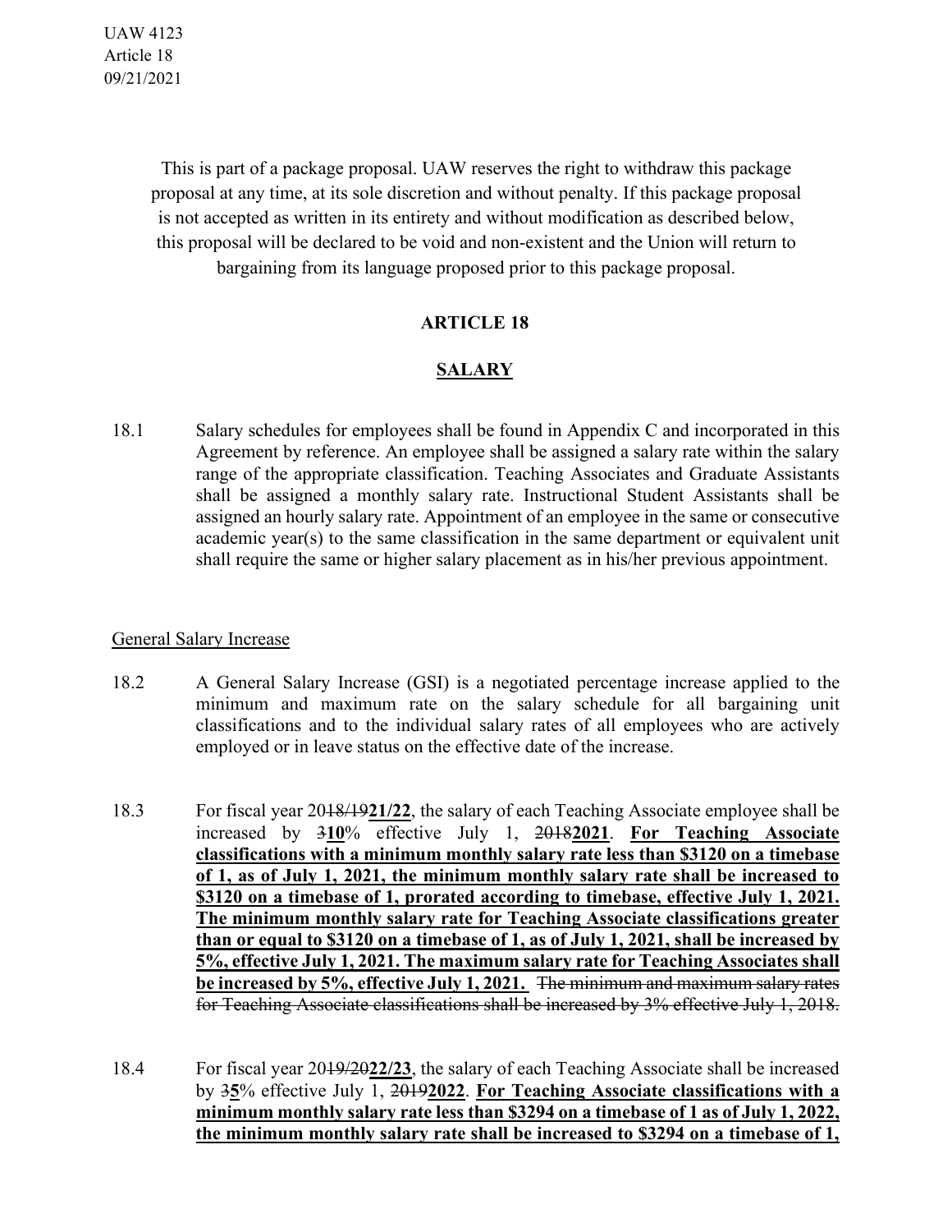This is part of a package proposal. UAW reserves the right to withdraw this package proposal at any time, at its sole discretion and without penalty. If this package proposal is not accepted as written in its entirety and without modification as described below, this proposal will be declared to be void and non-existent and the Union will return to bargaining from its language proposed prior to this package proposal.

# ARTICLE 18

## SALARY

18.1 Salary schedules for employees shall be found in Appendix C and incorporated in this Agreement by reference. An employee shall be assigned a salary rate within the salary range of the appropriate classification. Teaching Associates and Graduate Assistants shall be assigned a monthly salary rate. Instructional Student Assistants shall be assigned an hourly salary rate. Appointment of an employee in the same or consecutive academic year(s) to the same classification in the same department or equivalent unit shall require the same or higher salary placement as in his/her previous appointment.

General Salary Increase

18.2 A General Salary Increase (GSI) is a negotiated percentage increase applied to the minimum and maximum rate on the salary schedule for all bargaining unit classifications and to the individual salary rates of all employees who are actively employed or in leave status on the effective date of the increase.

18.3 For fiscal year 20~~18/19~~**21/22**, the salary of each Teaching Associate employee shall be increased by ~~3~~**10**% effective July 1, ~~2018~~**2021**. **For Teaching Associate classifications with a minimum monthly salary rate less than $3120 on a timebase of 1, as of July 1, 2021, the minimum monthly salary rate shall be increased to $3120 on a timebase of 1, prorated according to timebase, effective July 1, 2021. The minimum monthly salary rate for Teaching Associate classifications greater than or equal to $3120 on a timebase of 1, as of July 1, 2021, shall be increased by 5%, effective July 1, 2021. The maximum salary rate for Teaching Associates shall be increased by 5%, effective July 1, 2021.** ~~The minimum and maximum salary rates for Teaching Associate classifications shall be increased by 3% effective July 1, 2018.~~

18.4 For fiscal year 20~~19/20~~**22/23**, the salary of each Teaching Associate shall be increased by ~~3~~**5**% effective July 1, ~~2019~~**2022**. **For Teaching Associate classifications with a minimum monthly salary rate less than $3294 on a timebase of 1 as of July 1, 2022, the minimum monthly salary rate shall be increased to $3294 on a timebase of 1,**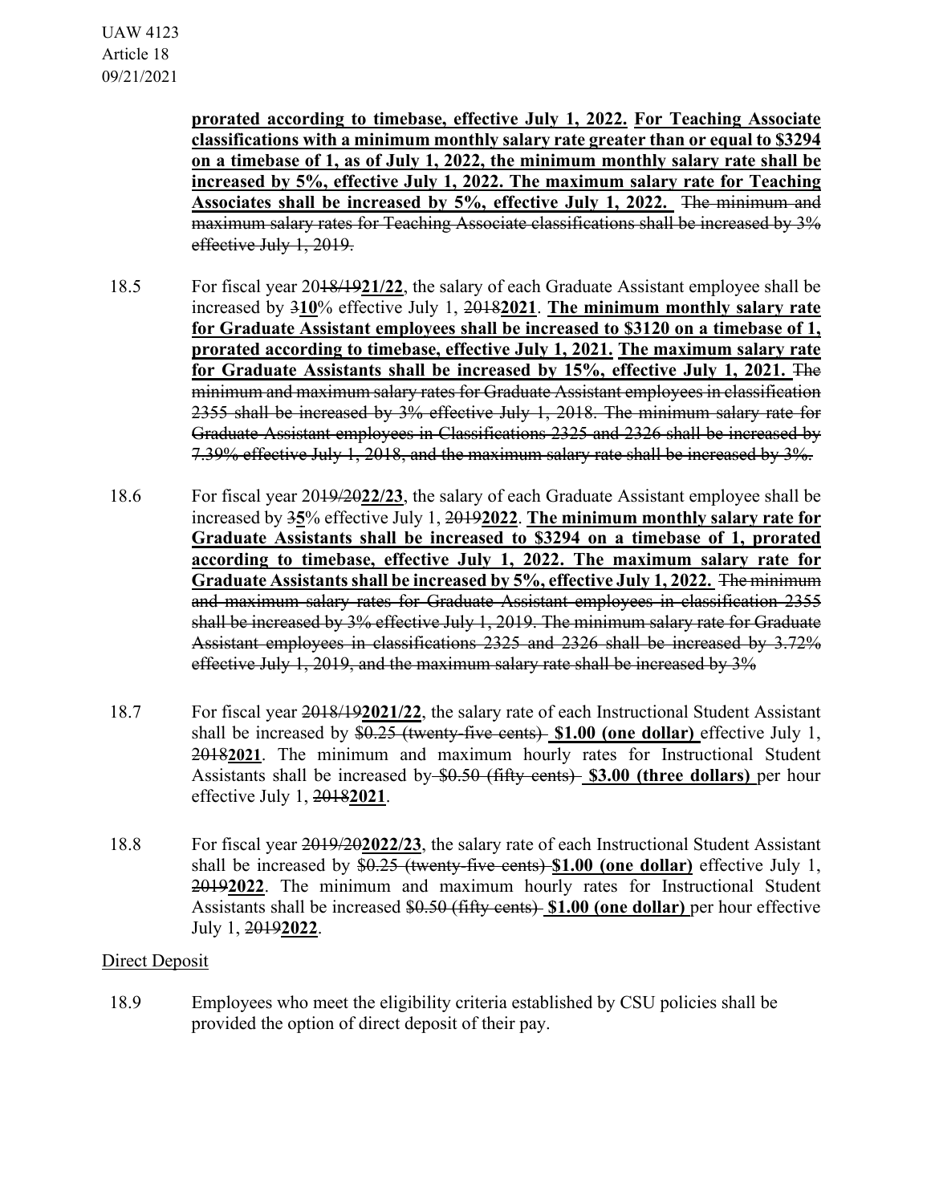**prorated according to timebase, effective July 1, 2022.** **For Teaching Associate classifications with a minimum monthly salary rate greater than or equal to $3294 on a timebase of 1, as of July 1, 2022, the minimum monthly salary rate shall be increased by 5%, effective July 1, 2022. The maximum salary rate for Teaching Associates shall be increased by 5%, effective July 1, 2022.** ~~The minimum and maximum salary rates for Teaching Associate classifications shall be increased by 3% effective July 1, 2019.~~

18.5 For fiscal year 20~~18/19~~**21/22**, the salary of each Graduate Assistant employee shall be increased by ~~3~~**10**% effective July 1, ~~2018~~**2021**. **The minimum monthly salary rate for Graduate Assistant employees shall be increased to $3120 on a timebase of 1, prorated according to timebase, effective July 1, 2021.** **The maximum salary rate for Graduate Assistants shall be increased by 15%, effective July 1, 2021.** ~~The minimum and maximum salary rates for Graduate Assistant employees in classification 2355 shall be increased by 3% effective July 1, 2018. The minimum salary rate for Graduate Assistant employees in Classifications 2325 and 2326 shall be increased by 7.39% effective July 1, 2018, and the maximum salary rate shall be increased by 3%.~~

18.6 For fiscal year 20~~19/20~~**22/23**, the salary of each Graduate Assistant employee shall be increased by ~~3~~**5**% effective July 1, ~~2019~~**2022**. **The minimum monthly salary rate for Graduate Assistants shall be increased to $3294 on a timebase of 1, prorated according to timebase, effective July 1, 2022. The maximum salary rate for Graduate Assistants shall be increased by 5%, effective July 1, 2022.** ~~The minimum and maximum salary rates for Graduate Assistant employees in classification 2355 shall be increased by 3% effective July 1, 2019. The minimum salary rate for Graduate Assistant employees in classifications 2325 and 2326 shall be increased by 3.72% effective July 1, 2019, and the maximum salary rate shall be increased by 3%~~

18.7 For fiscal year ~~2018/19~~**2021/22**, the salary rate of each Instructional Student Assistant shall be increased by ~~$0.25 (twenty-five cents)~~ **$1.00 (one dollar)** effective July 1, ~~2018~~**2021**. The minimum and maximum hourly rates for Instructional Student Assistants shall be increased by ~~$0.50 (fifty cents)~~ **$3.00 (three dollars)** per hour effective July 1, ~~2018~~**2021**.

18.8 For fiscal year ~~2019/20~~**2022/23**, the salary rate of each Instructional Student Assistant shall be increased by ~~$0.25 (twenty-five cents)~~ **$1.00 (one dollar)** effective July 1, ~~2019~~**2022**. The minimum and maximum hourly rates for Instructional Student Assistants shall be increased ~~$0.50 (fifty cents)~~ **$1.00 (one dollar)** per hour effective July 1, ~~2019~~**2022**.

Direct Deposit

18.9 Employees who meet the eligibility criteria established by CSU policies shall be provided the option of direct deposit of their pay.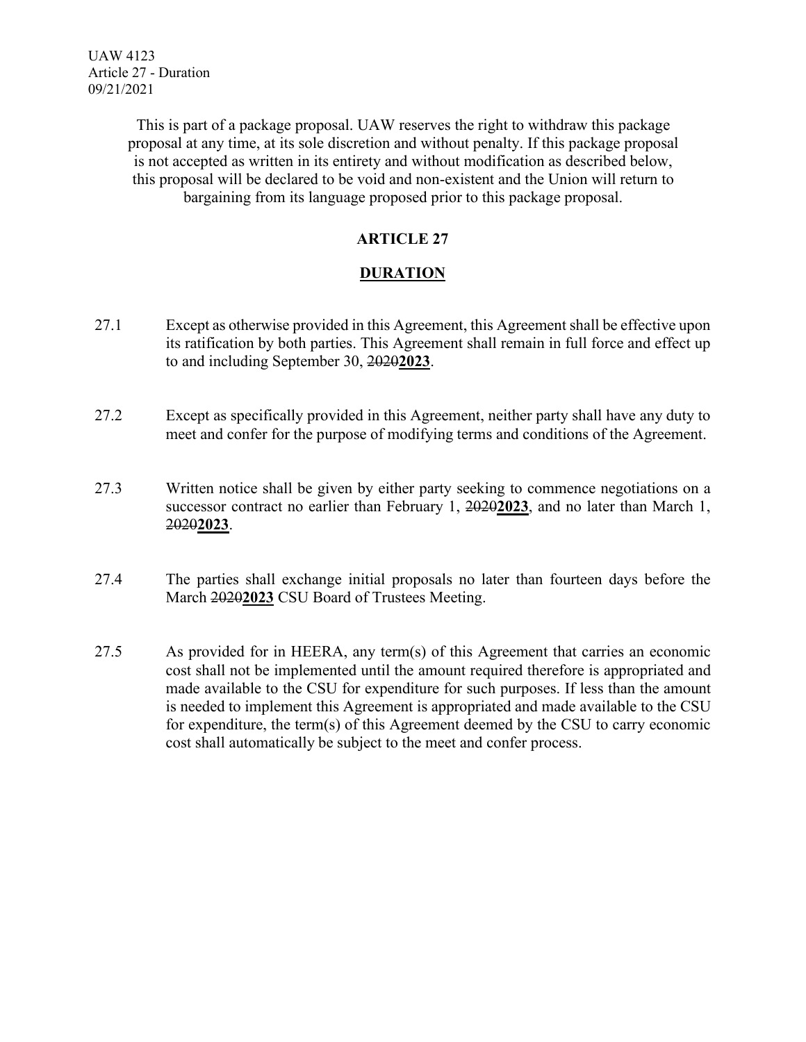UAW 4123
Article 27 - Duration
09/21/2021

This is part of a package proposal. UAW reserves the right to withdraw this package proposal at any time, at its sole discretion and without penalty. If this package proposal is not accepted as written in its entirety and without modification as described below, this proposal will be declared to be void and non-existent and the Union will return to bargaining from its language proposed prior to this package proposal.

# ARTICLE 27

## DURATION

27.1 Except as otherwise provided in this Agreement, this Agreement shall be effective upon its ratification by both parties. This Agreement shall remain in full force and effect up to and including September 30, ~~2020~~**2023**.

27.2 Except as specifically provided in this Agreement, neither party shall have any duty to meet and confer for the purpose of modifying terms and conditions of the Agreement.

27.3 Written notice shall be given by either party seeking to commence negotiations on a successor contract no earlier than February 1, ~~2020~~**2023**, and no later than March 1, ~~2020~~**2023**.

27.4 The parties shall exchange initial proposals no later than fourteen days before the March ~~2020~~**2023** CSU Board of Trustees Meeting.

27.5 As provided for in HEERA, any term(s) of this Agreement that carries an economic cost shall not be implemented until the amount required therefore is appropriated and made available to the CSU for expenditure for such purposes. If less than the amount is needed to implement this Agreement is appropriated and made available to the CSU for expenditure, the term(s) of this Agreement deemed by the CSU to carry economic cost shall automatically be subject to the meet and confer process.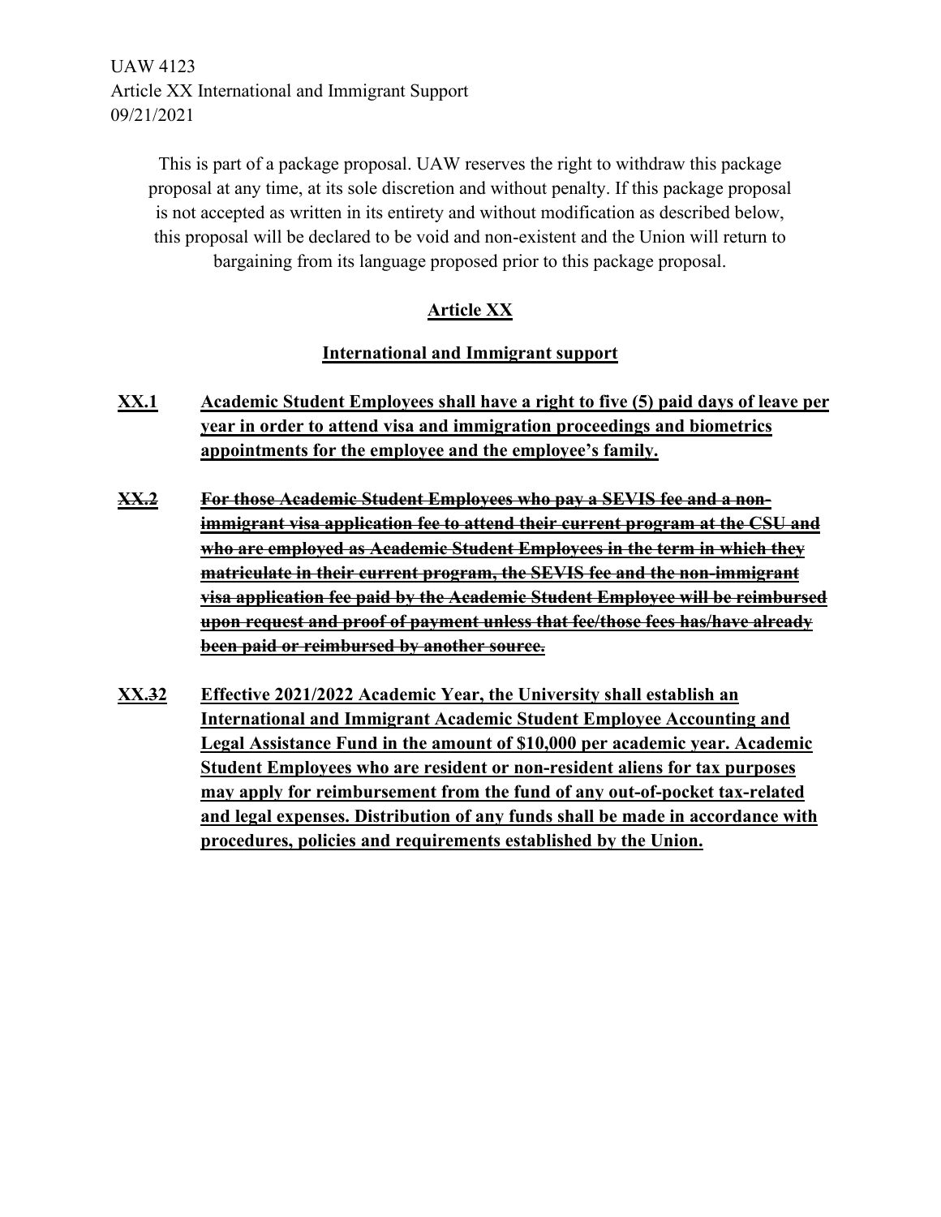UAW 4123
Article XX International and Immigrant Support
09/21/2021

This is part of a package proposal. UAW reserves the right to withdraw this package proposal at any time, at its sole discretion and without penalty. If this package proposal is not accepted as written in its entirety and without modification as described below, this proposal will be declared to be void and non-existent and the Union will return to bargaining from its language proposed prior to this package proposal.

## Article XX

### International and Immigrant support

**XX.1** **Academic Student Employees shall have a right to five (5) paid days of leave per year in order to attend visa and immigration proceedings and biometrics appointments for the employee and the employee's family.**

~~**XX.2** **For those Academic Student Employees who pay a SEVIS fee and a non-immigrant visa application fee to attend their current program at the CSU and who are employed as Academic Student Employees in the term in which they matriculate in their current program, the SEVIS fee and the non-immigrant visa application fee paid by the Academic Student Employee will be reimbursed upon request and proof of payment unless that fee/those fees has/have already been paid or reimbursed by another source.**~~

**XX.~~3~~2** **Effective 2021/2022 Academic Year, the University shall establish an International and Immigrant Academic Student Employee Accounting and Legal Assistance Fund in the amount of $10,000 per academic year. Academic Student Employees who are resident or non-resident aliens for tax purposes may apply for reimbursement from the fund of any out-of-pocket tax-related and legal expenses. Distribution of any funds shall be made in accordance with procedures, policies and requirements established by the Union.**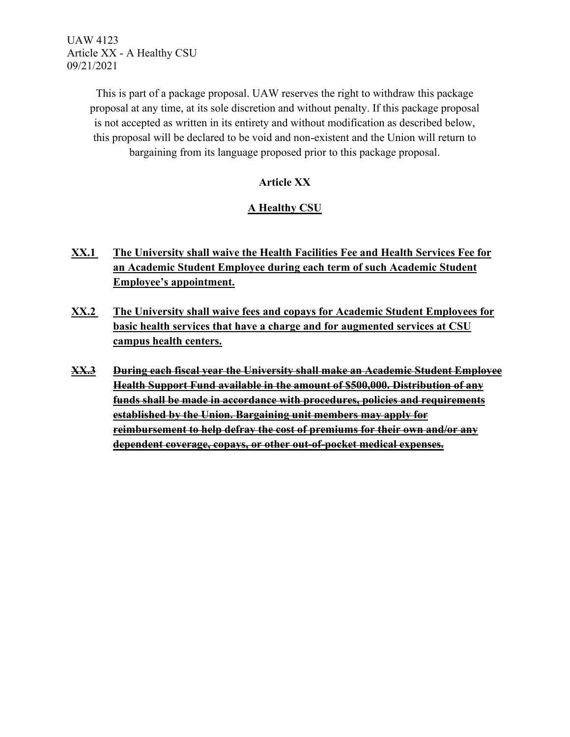UAW 4123
Article XX - A Healthy CSU
09/21/2021

This is part of a package proposal. UAW reserves the right to withdraw this package proposal at any time, at its sole discretion and without penalty. If this package proposal is not accepted as written in its entirety and without modification as described below, this proposal will be declared to be void and non-existent and the Union will return to bargaining from its language proposed prior to this package proposal.

**Article XX**

**A Healthy CSU**

**XX.1 The University shall waive the Health Facilities Fee and Health Services Fee for an Academic Student Employee during each term of such Academic Student Employee's appointment.**

**XX.2 The University shall waive fees and copays for Academic Student Employees for basic health services that have a charge and for augmented services at CSU campus health centers.**

~~**XX.3 During each fiscal year the University shall make an Academic Student Employee Health Support Fund available in the amount of $500,000. Distribution of any funds shall be made in accordance with procedures, policies and requirements established by the Union. Bargaining unit members may apply for reimbursement to help defray the cost of premiums for their own and/or any dependent coverage, copays, or other out-of-pocket medical expenses.**~~